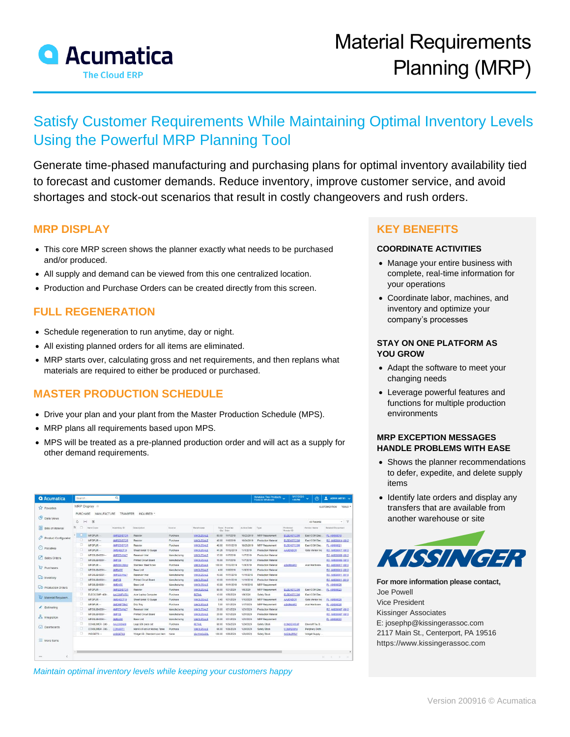# Material Requirements Planning (MRP)

## Satisfy Customer Requirements While Maintaining Optimal Inventory Levels Using the Powerful MRP Planning Tool

Generate time-phased manufacturing and purchasing plans for optimal inventory availability tied to forecast and customer demands. Reduce inventory, improve customer service, and avoid shortages and stock-out scenarios that result in costly changeovers and rush orders.

### MRP DISPLAY

- This core MRP screen shows the planner exactly what needs to be purchased and/or produced.
- All supply and demand can be viewed from this one centralized location.
- Production and Purchase Orders can be created directly from this screen.

### FULL REGENERATION

- Schedule regeneration to run anytime, day or night.
- All existing planned orders for all items are eliminated.
- MRP starts over, calculating gross and net requirements, and then replans what materials are required to either be produced or purchased.

### MASTER PRODUCTION SCHEDULE

- Drive your plan and your plant from the Master Production Schedule (MPS).
- MRP plans all requirements based upon MPS.
- MPS will be treated as a pre-planned production order and will act as a supply for other demand requirements.

*Maintain optimal inventory levels while keeping your customers happy*

### KEY BENEFITS

**COORDINATE ACTIVITIES**

- Manage your entire business with complete, real-time information for your operations
- Coordinate labor, machines, and inventory and optimize your company's processes

**STAY ON ONE PLATFORM AS YOU GROW**

- Adapt the software to meet your changing needs
- Leverage powerful features and functions for multiple production environments

**MRP EXCEPTION MESSAGES HANDLE PROBLEMS WITH EASE**

- Shows the planner recommendations to defer, expedite, and delete supply items
- Identify late orders and display any transfers that are available from another warehouse or site

**For more information please contact,**
Joe Powell
Vice President
Kissinger Associates
E: josephp@kissingerassoc.com
2117 Main St., Centerport, PA 19516
https://www.kissingerassoc.com

Version 200916 © Acumatica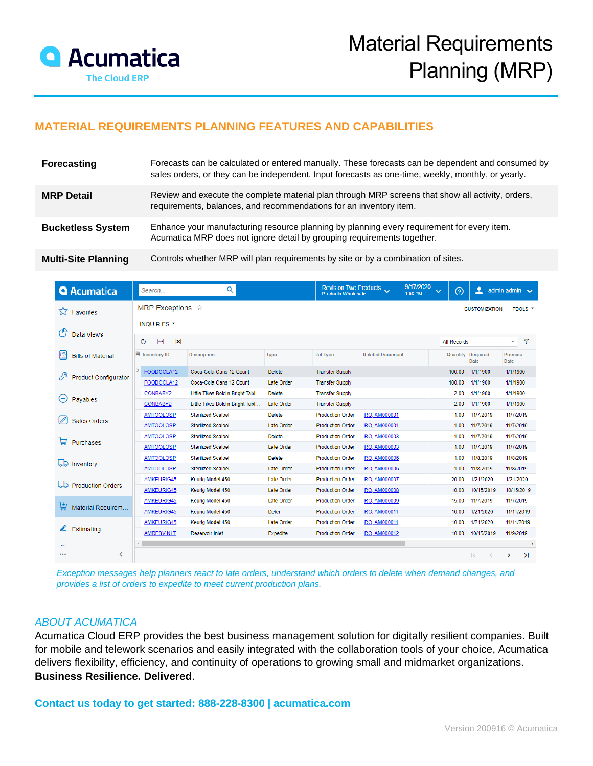## MATERIAL REQUIREMENTS PLANNING FEATURES AND CAPABILITIES

| | |
|---|---|
| **Forecasting** | Forecasts can be calculated or entered manually. These forecasts can be dependent and consumed by sales orders, or they can be independent. Input forecasts as one-time, weekly, monthly, or yearly. |
| **MRP Detail** | Review and execute the complete material plan through MRP screens that show all activity, orders, requirements, balances, and recommendations for an inventory item. |
| **Bucketless System** | Enhance your manufacturing resource planning by planning every requirement for every item. Acumatica MRP does not ignore detail by grouping requirements together. |
| **Multi-Site Planning** | Controls whether MRP will plan requirements by site or by a combination of sites. |

*Exception messages help planners react to late orders, understand which orders to delete when demand changes, and provides a list of orders to expedite to meet current production plans.*

### *ABOUT ACUMATICA*

Acumatica Cloud ERP provides the best business management solution for digitally resilient companies. Built for mobile and telework scenarios and easily integrated with the collaboration tools of your choice, Acumatica delivers flexibility, efficiency, and continuity of operations to growing small and midmarket organizations. **Business Resilience. Delivered**.

**Contact us today to get started: 888-228-8300 | acumatica.com**